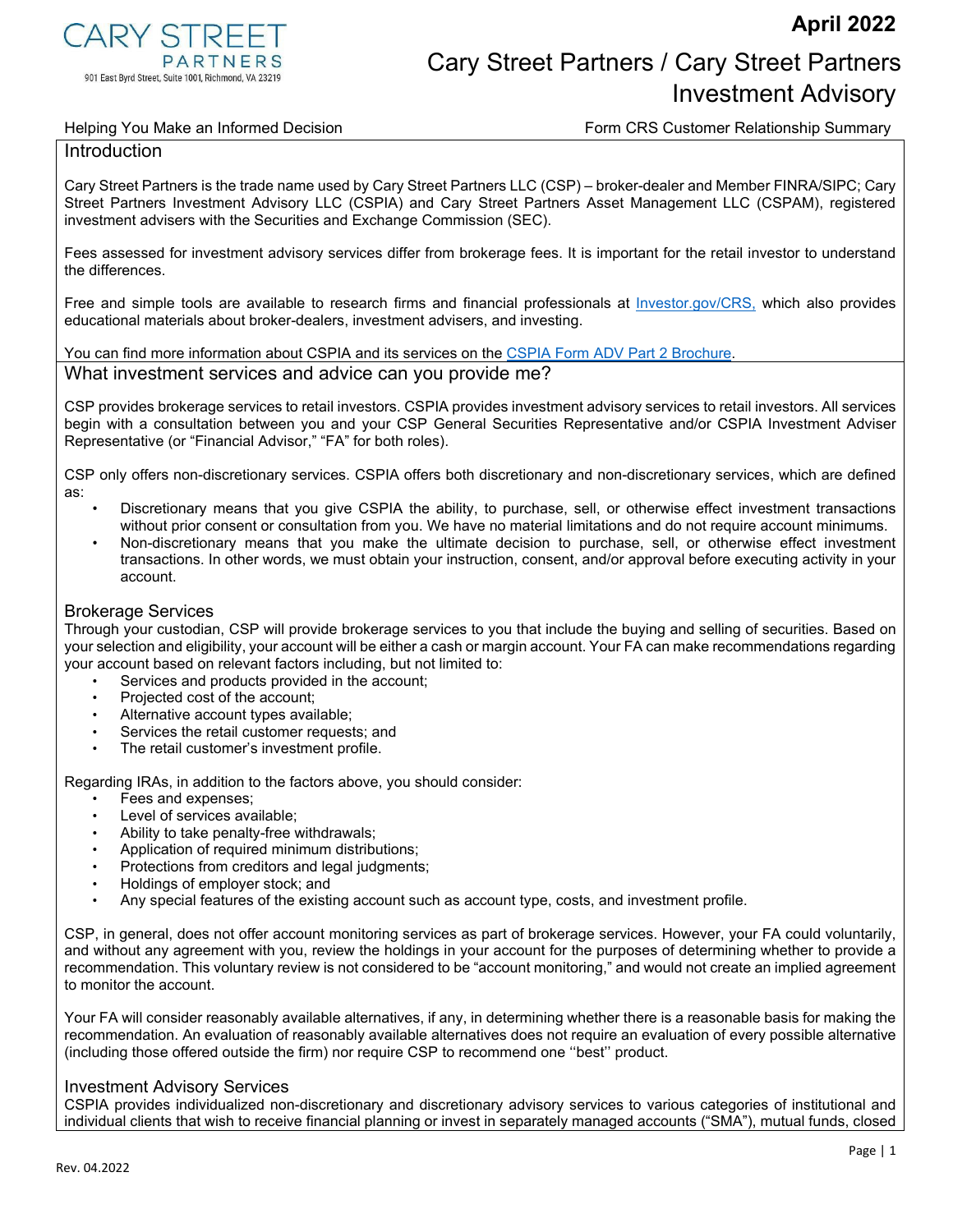CARY STREET PARTNERS

901 East Byrd Street, Suite 1001, Richmond, VA 23219

**April 2022**

# Cary Street Partners / Cary Street Partners Investment Advisory

Helping You Make an Informed Decision — Form CRS Customer Relationship Summary

## Introduction

Cary Street Partners is the trade name used by Cary Street Partners LLC (CSP) – broker-dealer and Member FINRA/SIPC; Cary Street Partners Investment Advisory LLC (CSPIA) and Cary Street Partners Asset Management LLC (CSPAM), registered investment advisers with the Securities and Exchange Commission (SEC).

Fees assessed for investment advisory services differ from brokerage fees. It is important for the retail investor to understand the differences.

Free and simple tools are available to research firms and financial professionals at Investor.gov/CRS, which also provides educational materials about broker-dealers, investment advisers, and investing.

You can find more information about CSPIA and its services on the CSPIA Form ADV Part 2 Brochure.

## What investment services and advice can you provide me?

CSP provides brokerage services to retail investors. CSPIA provides investment advisory services to retail investors. All services begin with a consultation between you and your CSP General Securities Representative and/or CSPIA Investment Adviser Representative (or "Financial Advisor," "FA" for both roles).

CSP only offers non-discretionary services. CSPIA offers both discretionary and non-discretionary services, which are defined as:

- Discretionary means that you give CSPIA the ability, to purchase, sell, or otherwise effect investment transactions without prior consent or consultation from you. We have no material limitations and do not require account minimums.
- Non-discretionary means that you make the ultimate decision to purchase, sell, or otherwise effect investment transactions. In other words, we must obtain your instruction, consent, and/or approval before executing activity in your account.

### Brokerage Services

Through your custodian, CSP will provide brokerage services to you that include the buying and selling of securities. Based on your selection and eligibility, your account will be either a cash or margin account. Your FA can make recommendations regarding your account based on relevant factors including, but not limited to:

- Services and products provided in the account;
- Projected cost of the account;
- Alternative account types available;
- Services the retail customer requests; and
- The retail customer's investment profile.

Regarding IRAs, in addition to the factors above, you should consider:

- Fees and expenses;
- Level of services available;
- Ability to take penalty-free withdrawals;
- Application of required minimum distributions;
- Protections from creditors and legal judgments;
- Holdings of employer stock; and
- Any special features of the existing account such as account type, costs, and investment profile.

CSP, in general, does not offer account monitoring services as part of brokerage services. However, your FA could voluntarily, and without any agreement with you, review the holdings in your account for the purposes of determining whether to provide a recommendation. This voluntary review is not considered to be "account monitoring," and would not create an implied agreement to monitor the account.

Your FA will consider reasonably available alternatives, if any, in determining whether there is a reasonable basis for making the recommendation. An evaluation of reasonably available alternatives does not require an evaluation of every possible alternative (including those offered outside the firm) nor require CSP to recommend one ''best'' product.

### Investment Advisory Services

CSPIA provides individualized non-discretionary and discretionary advisory services to various categories of institutional and individual clients that wish to receive financial planning or invest in separately managed accounts ("SMA"), mutual funds, closed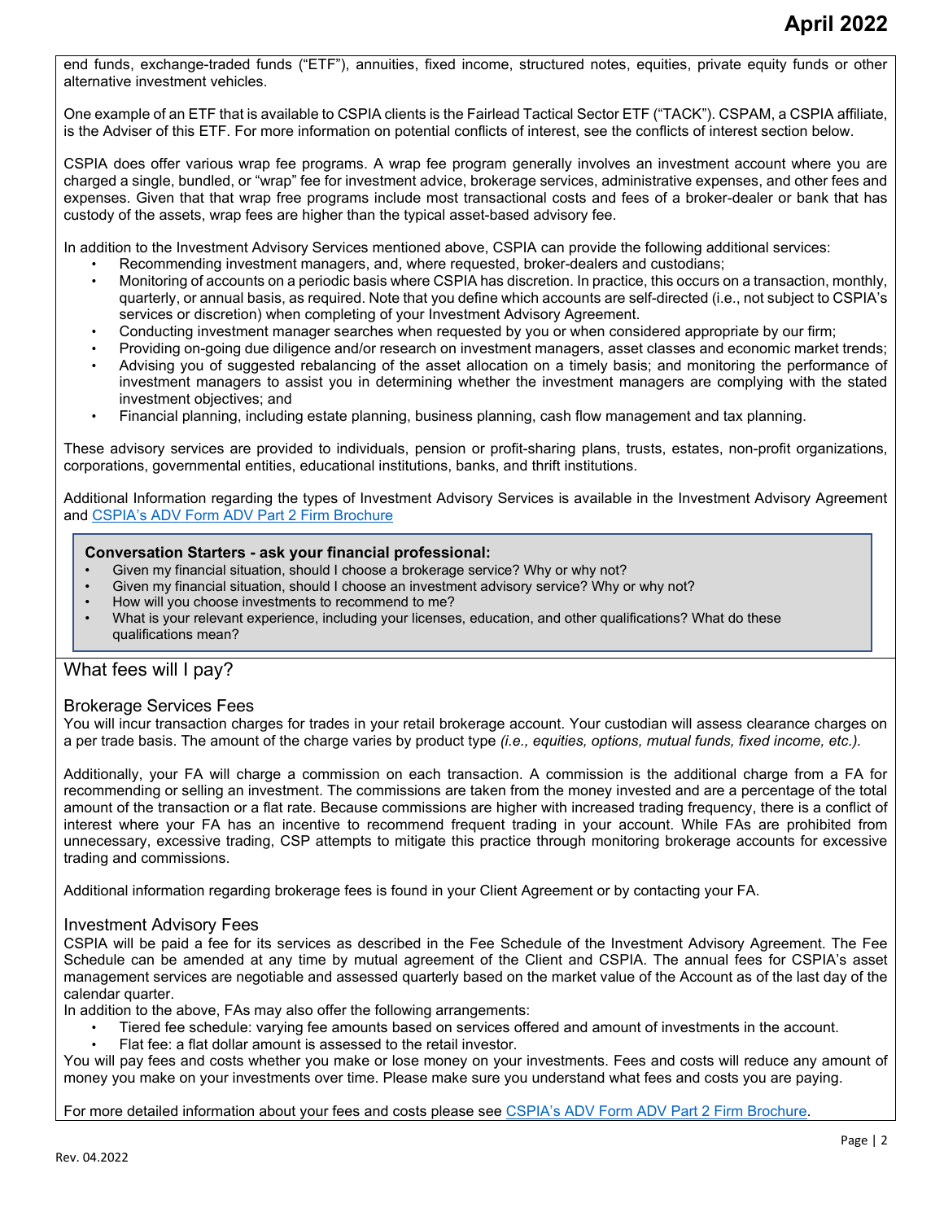end funds, exchange-traded funds ("ETF"), annuities, fixed income, structured notes, equities, private equity funds or other alternative investment vehicles.

One example of an ETF that is available to CSPIA clients is the Fairlead Tactical Sector ETF ("TACK"). CSPAM, a CSPIA affiliate, is the Adviser of this ETF. For more information on potential conflicts of interest, see the conflicts of interest section below.

CSPIA does offer various wrap fee programs. A wrap fee program generally involves an investment account where you are charged a single, bundled, or "wrap" fee for investment advice, brokerage services, administrative expenses, and other fees and expenses. Given that that wrap free programs include most transactional costs and fees of a broker-dealer or bank that has custody of the assets, wrap fees are higher than the typical asset-based advisory fee.

In addition to the Investment Advisory Services mentioned above, CSPIA can provide the following additional services:

- Recommending investment managers, and, where requested, broker-dealers and custodians;
- Monitoring of accounts on a periodic basis where CSPIA has discretion. In practice, this occurs on a transaction, monthly, quarterly, or annual basis, as required. Note that you define which accounts are self-directed (i.e., not subject to CSPIA's services or discretion) when completing of your Investment Advisory Agreement.
- Conducting investment manager searches when requested by you or when considered appropriate by our firm;
- Providing on-going due diligence and/or research on investment managers, asset classes and economic market trends;
- Advising you of suggested rebalancing of the asset allocation on a timely basis; and monitoring the performance of investment managers to assist you in determining whether the investment managers are complying with the stated investment objectives; and
- Financial planning, including estate planning, business planning, cash flow management and tax planning.

These advisory services are provided to individuals, pension or profit-sharing plans, trusts, estates, non-profit organizations, corporations, governmental entities, educational institutions, banks, and thrift institutions.

Additional Information regarding the types of Investment Advisory Services is available in the Investment Advisory Agreement and [CSPIA's ADV Form ADV Part 2 Firm Brochure](#)

> **Conversation Starters - ask your financial professional:**
> - Given my financial situation, should I choose a brokerage service? Why or why not?
> - Given my financial situation, should I choose an investment advisory service? Why or why not?
> - How will you choose investments to recommend to me?
> - What is your relevant experience, including your licenses, education, and other qualifications? What do these qualifications mean?

## What fees will I pay?

### Brokerage Services Fees

You will incur transaction charges for trades in your retail brokerage account. Your custodian will assess clearance charges on a per trade basis. The amount of the charge varies by product type *(i.e., equities, options, mutual funds, fixed income, etc.).*

Additionally, your FA will charge a commission on each transaction. A commission is the additional charge from a FA for recommending or selling an investment. The commissions are taken from the money invested and are a percentage of the total amount of the transaction or a flat rate. Because commissions are higher with increased trading frequency, there is a conflict of interest where your FA has an incentive to recommend frequent trading in your account. While FAs are prohibited from unnecessary, excessive trading, CSP attempts to mitigate this practice through monitoring brokerage accounts for excessive trading and commissions.

Additional information regarding brokerage fees is found in your Client Agreement or by contacting your FA.

### Investment Advisory Fees

CSPIA will be paid a fee for its services as described in the Fee Schedule of the Investment Advisory Agreement. The Fee Schedule can be amended at any time by mutual agreement of the Client and CSPIA. The annual fees for CSPIA's asset management services are negotiable and assessed quarterly based on the market value of the Account as of the last day of the calendar quarter.

In addition to the above, FAs may also offer the following arrangements:

- Tiered fee schedule: varying fee amounts based on services offered and amount of investments in the account.
- Flat fee: a flat dollar amount is assessed to the retail investor.

You will pay fees and costs whether you make or lose money on your investments. Fees and costs will reduce any amount of money you make on your investments over time. Please make sure you understand what fees and costs you are paying.

For more detailed information about your fees and costs please see [CSPIA's ADV Form ADV Part 2 Firm Brochure](#).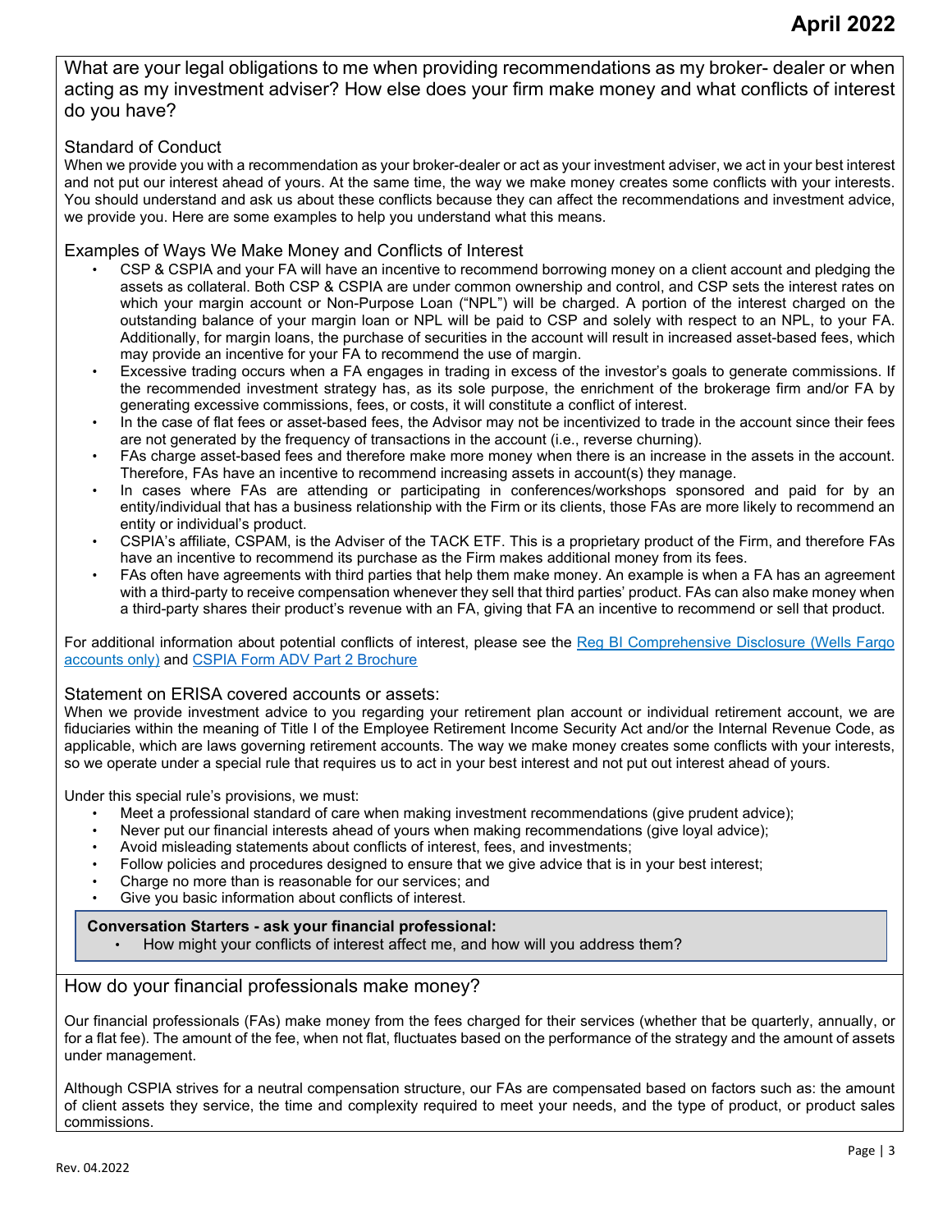## What are your legal obligations to me when providing recommendations as my broker- dealer or when acting as my investment adviser? How else does your firm make money and what conflicts of interest do you have?

### Standard of Conduct

When we provide you with a recommendation as your broker-dealer or act as your investment adviser, we act in your best interest and not put our interest ahead of yours. At the same time, the way we make money creates some conflicts with your interests. You should understand and ask us about these conflicts because they can affect the recommendations and investment advice, we provide you. Here are some examples to help you understand what this means.

### Examples of Ways We Make Money and Conflicts of Interest

- CSP & CSPIA and your FA will have an incentive to recommend borrowing money on a client account and pledging the assets as collateral. Both CSP & CSPIA are under common ownership and control, and CSP sets the interest rates on which your margin account or Non-Purpose Loan ("NPL") will be charged. A portion of the interest charged on the outstanding balance of your margin loan or NPL will be paid to CSP and solely with respect to an NPL, to your FA. Additionally, for margin loans, the purchase of securities in the account will result in increased asset-based fees, which may provide an incentive for your FA to recommend the use of margin.
- Excessive trading occurs when a FA engages in trading in excess of the investor's goals to generate commissions. If the recommended investment strategy has, as its sole purpose, the enrichment of the brokerage firm and/or FA by generating excessive commissions, fees, or costs, it will constitute a conflict of interest.
- In the case of flat fees or asset-based fees, the Advisor may not be incentivized to trade in the account since their fees are not generated by the frequency of transactions in the account (i.e., reverse churning).
- FAs charge asset-based fees and therefore make more money when there is an increase in the assets in the account. Therefore, FAs have an incentive to recommend increasing assets in account(s) they manage.
- In cases where FAs are attending or participating in conferences/workshops sponsored and paid for by an entity/individual that has a business relationship with the Firm or its clients, those FAs are more likely to recommend an entity or individual's product.
- CSPIA's affiliate, CSPAM, is the Adviser of the TACK ETF. This is a proprietary product of the Firm, and therefore FAs have an incentive to recommend its purchase as the Firm makes additional money from its fees.
- FAs often have agreements with third parties that help them make money. An example is when a FA has an agreement with a third-party to receive compensation whenever they sell that third parties' product. FAs can also make money when a third-party shares their product's revenue with an FA, giving that FA an incentive to recommend or sell that product.

For additional information about potential conflicts of interest, please see the Reg BI Comprehensive Disclosure (Wells Fargo accounts only) and CSPIA Form ADV Part 2 Brochure

### Statement on ERISA covered accounts or assets:

When we provide investment advice to you regarding your retirement plan account or individual retirement account, we are fiduciaries within the meaning of Title I of the Employee Retirement Income Security Act and/or the Internal Revenue Code, as applicable, which are laws governing retirement accounts. The way we make money creates some conflicts with your interests, so we operate under a special rule that requires us to act in your best interest and not put out interest ahead of yours.

Under this special rule's provisions, we must:

- Meet a professional standard of care when making investment recommendations (give prudent advice);
- Never put our financial interests ahead of yours when making recommendations (give loyal advice);
- Avoid misleading statements about conflicts of interest, fees, and investments;
- Follow policies and procedures designed to ensure that we give advice that is in your best interest;
- Charge no more than is reasonable for our services; and
- Give you basic information about conflicts of interest.

**Conversation Starters - ask your financial professional:**

- How might your conflicts of interest affect me, and how will you address them?

## How do your financial professionals make money?

Our financial professionals (FAs) make money from the fees charged for their services (whether that be quarterly, annually, or for a flat fee). The amount of the fee, when not flat, fluctuates based on the performance of the strategy and the amount of assets under management.

Although CSPIA strives for a neutral compensation structure, our FAs are compensated based on factors such as: the amount of client assets they service, the time and complexity required to meet your needs, and the type of product, or product sales commissions.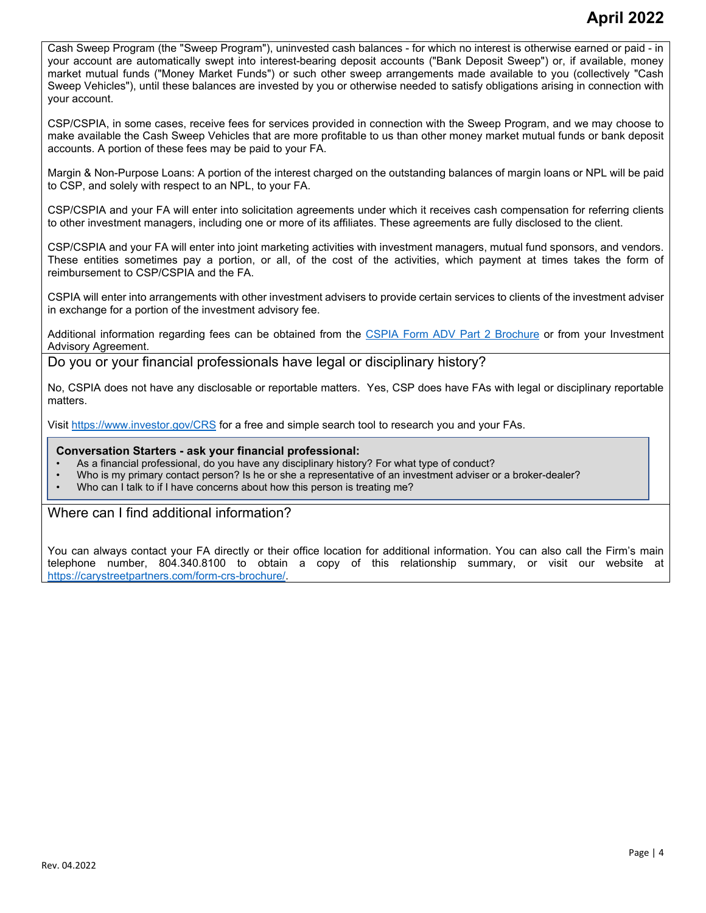Cash Sweep Program (the "Sweep Program"), uninvested cash balances - for which no interest is otherwise earned or paid - in your account are automatically swept into interest-bearing deposit accounts ("Bank Deposit Sweep") or, if available, money market mutual funds ("Money Market Funds") or such other sweep arrangements made available to you (collectively "Cash Sweep Vehicles"), until these balances are invested by you or otherwise needed to satisfy obligations arising in connection with your account.

CSP/CSPIA, in some cases, receive fees for services provided in connection with the Sweep Program, and we may choose to make available the Cash Sweep Vehicles that are more profitable to us than other money market mutual funds or bank deposit accounts. A portion of these fees may be paid to your FA.

Margin & Non-Purpose Loans: A portion of the interest charged on the outstanding balances of margin loans or NPL will be paid to CSP, and solely with respect to an NPL, to your FA.

CSP/CSPIA and your FA will enter into solicitation agreements under which it receives cash compensation for referring clients to other investment managers, including one or more of its affiliates. These agreements are fully disclosed to the client.

CSP/CSPIA and your FA will enter into joint marketing activities with investment managers, mutual fund sponsors, and vendors. These entities sometimes pay a portion, or all, of the cost of the activities, which payment at times takes the form of reimbursement to CSP/CSPIA and the FA.

CSPIA will enter into arrangements with other investment advisers to provide certain services to clients of the investment adviser in exchange for a portion of the investment advisory fee.

Additional information regarding fees can be obtained from the CSPIA Form ADV Part 2 Brochure or from your Investment Advisory Agreement.

## Do you or your financial professionals have legal or disciplinary history?

No, CSPIA does not have any disclosable or reportable matters. Yes, CSP does have FAs with legal or disciplinary reportable matters.

Visit https://www.investor.gov/CRS for a free and simple search tool to research you and your FAs.

**Conversation Starters - ask your financial professional:**

- As a financial professional, do you have any disciplinary history? For what type of conduct?
- Who is my primary contact person? Is he or she a representative of an investment adviser or a broker-dealer?
- Who can I talk to if I have concerns about how this person is treating me?

## Where can I find additional information?

You can always contact your FA directly or their office location for additional information. You can also call the Firm's main telephone number, 804.340.8100 to obtain a copy of this relationship summary, or visit our website at https://carystreetpartners.com/form-crs-brochure/.